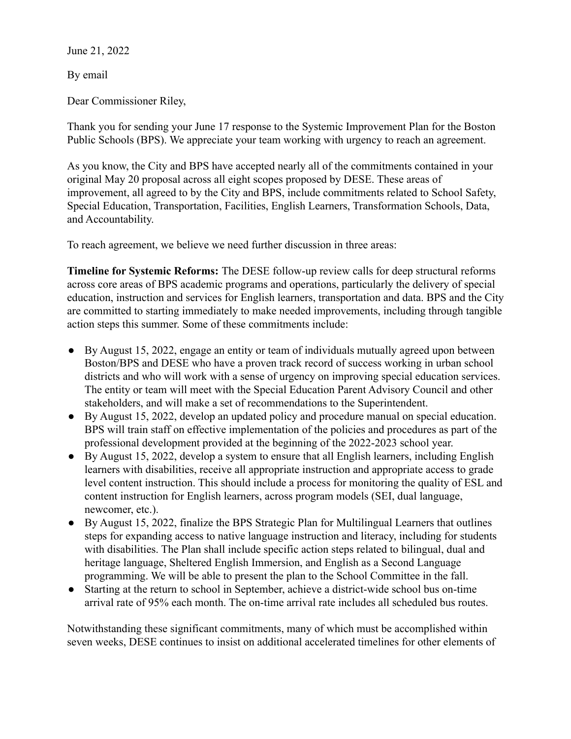June 21, 2022

By email

Dear Commissioner Riley,

Thank you for sending your June 17 response to the Systemic Improvement Plan for the Boston Public Schools (BPS). We appreciate your team working with urgency to reach an agreement.

As you know, the City and BPS have accepted nearly all of the commitments contained in your original May 20 proposal across all eight scopes proposed by DESE. These areas of improvement, all agreed to by the City and BPS, include commitments related to School Safety, Special Education, Transportation, Facilities, English Learners, Transformation Schools, Data, and Accountability.

To reach agreement, we believe we need further discussion in three areas:

**Timeline for Systemic Reforms:** The DESE follow-up review calls for deep structural reforms across core areas of BPS academic programs and operations, particularly the delivery of special education, instruction and services for English learners, transportation and data. BPS and the City are committed to starting immediately to make needed improvements, including through tangible action steps this summer. Some of these commitments include:

- By August 15, 2022, engage an entity or team of individuals mutually agreed upon between Boston/BPS and DESE who have a proven track record of success working in urban school districts and who will work with a sense of urgency on improving special education services. The entity or team will meet with the Special Education Parent Advisory Council and other stakeholders, and will make a set of recommendations to the Superintendent.
- By August 15, 2022, develop an updated policy and procedure manual on special education. BPS will train staff on effective implementation of the policies and procedures as part of the professional development provided at the beginning of the 2022-2023 school year.
- By August 15, 2022, develop a system to ensure that all English learners, including English learners with disabilities, receive all appropriate instruction and appropriate access to grade level content instruction. This should include a process for monitoring the quality of ESL and content instruction for English learners, across program models (SEI, dual language, newcomer, etc.).
- By August 15, 2022, finalize the BPS Strategic Plan for Multilingual Learners that outlines steps for expanding access to native language instruction and literacy, including for students with disabilities. The Plan shall include specific action steps related to bilingual, dual and heritage language, Sheltered English Immersion, and English as a Second Language programming. We will be able to present the plan to the School Committee in the fall.
- Starting at the return to school in September, achieve a district-wide school bus on-time arrival rate of 95% each month. The on-time arrival rate includes all scheduled bus routes.

Notwithstanding these significant commitments, many of which must be accomplished within seven weeks, DESE continues to insist on additional accelerated timelines for other elements of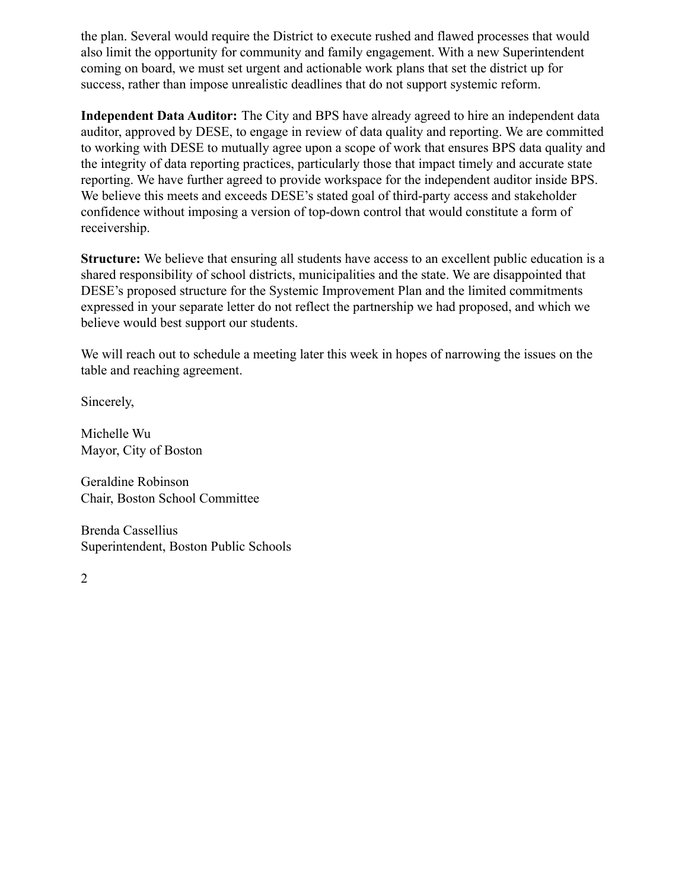the plan. Several would require the District to execute rushed and flawed processes that would also limit the opportunity for community and family engagement. With a new Superintendent coming on board, we must set urgent and actionable work plans that set the district up for success, rather than impose unrealistic deadlines that do not support systemic reform.

**Independent Data Auditor:** The City and BPS have already agreed to hire an independent data auditor, approved by DESE, to engage in review of data quality and reporting. We are committed to working with DESE to mutually agree upon a scope of work that ensures BPS data quality and the integrity of data reporting practices, particularly those that impact timely and accurate state reporting. We have further agreed to provide workspace for the independent auditor inside BPS. We believe this meets and exceeds DESE's stated goal of third-party access and stakeholder confidence without imposing a version of top-down control that would constitute a form of receivership.

**Structure:** We believe that ensuring all students have access to an excellent public education is a shared responsibility of school districts, municipalities and the state. We are disappointed that DESE's proposed structure for the Systemic Improvement Plan and the limited commitments expressed in your separate letter do not reflect the partnership we had proposed, and which we believe would best support our students.

We will reach out to schedule a meeting later this week in hopes of narrowing the issues on the table and reaching agreement.

Sincerely,

Michelle Wu
Mayor, City of Boston

Geraldine Robinson
Chair, Boston School Committee

Brenda Cassellius
Superintendent, Boston Public Schools